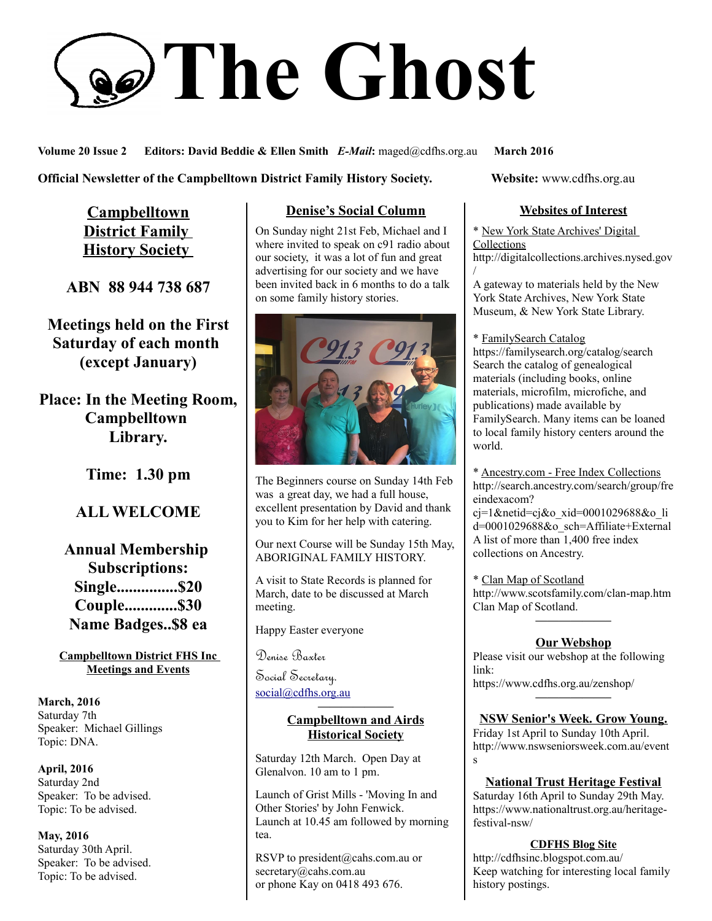# The Ghost

**Volume 20 Issue 2** **Editors: David Beddie & Ellen Smith** ***E-Mail*****:** maged@cdfhs.org.au **March 2016**

**Official Newsletter of the Campbelltown District Family History Society.** **Website:** www.cdfhs.org.au

## Campbelltown District Family History Society

**ABN 88 944 738 687**

**Meetings held on the First Saturday of each month (except January)**

**Place: In the Meeting Room, Campbelltown Library.**

**Time: 1.30 pm**

**ALL WELCOME**

**Annual Membership Subscriptions:**
**Single...............$20**
**Couple.............$30**
**Name Badges..$8 ea**

### Campbelltown District FHS Inc Meetings and Events

**March, 2016**
Saturday 7th
Speaker: Michael Gillings
Topic: DNA.

**April, 2016**
Saturday 2nd
Speaker: To be advised.
Topic: To be advised.

**May, 2016**
Saturday 30th April.
Speaker: To be advised.
Topic: To be advised.

## Denise's Social Column

On Sunday night 21st Feb, Michael and I where invited to speak on c91 radio about our society, it was a lot of fun and great advertising for our society and we have been invited back in 6 months to do a talk on some family history stories.

The Beginners course on Sunday 14th Feb was a great day, we had a full house, excellent presentation by David and thank you to Kim for her help with catering.

Our next Course will be Sunday 15th May, ABORIGINAL FAMILY HISTORY.

A visit to State Records is planned for March, date to be discussed at March meeting.

Happy Easter everyone

Denise Baxter
Social Secretary.
social@cdfhs.org.au

## Campbelltown and Airds Historical Society

Saturday 12th March. Open Day at Glenalvon. 10 am to 1 pm.

Launch of Grist Mills - 'Moving In and Other Stories' by John Fenwick.
Launch at 10.45 am followed by morning tea.

RSVP to president@cahs.com.au or secretary@cahs.com.au
or phone Kay on 0418 493 676.

## Websites of Interest

* New York State Archives' Digital Collections
http://digitalcollections.archives.nysed.gov/
A gateway to materials held by the New York State Archives, New York State Museum, & New York State Library.

* FamilySearch Catalog
https://familysearch.org/catalog/search
Search the catalog of genealogical materials (including books, online materials, microfilm, microfiche, and publications) made available by FamilySearch. Many items can be loaned to local family history centers around the world.

* Ancestry.com - Free Index Collections
http://search.ancestry.com/search/group/freeindexacom?cj=1&netid=cj&o_xid=0001029688&o_lid=0001029688&o_sch=Affiliate+External
A list of more than 1,400 free index collections on Ancestry.

* Clan Map of Scotland
http://www.scotsfamily.com/clan-map.htm
Clan Map of Scotland.

## Our Webshop

Please visit our webshop at the following link:
https://www.cdfhs.org.au/zenshop/

## NSW Senior's Week. Grow Young.

Friday 1st April to Sunday 10th April.
http://www.nswseniorsweek.com.au/events

## National Trust Heritage Festival

Saturday 16th April to Sunday 29th May.
https://www.nationaltrust.org.au/heritage-festival-nsw/

## CDFHS Blog Site

http://cdfhsinc.blogspot.com.au/
Keep watching for interesting local family history postings.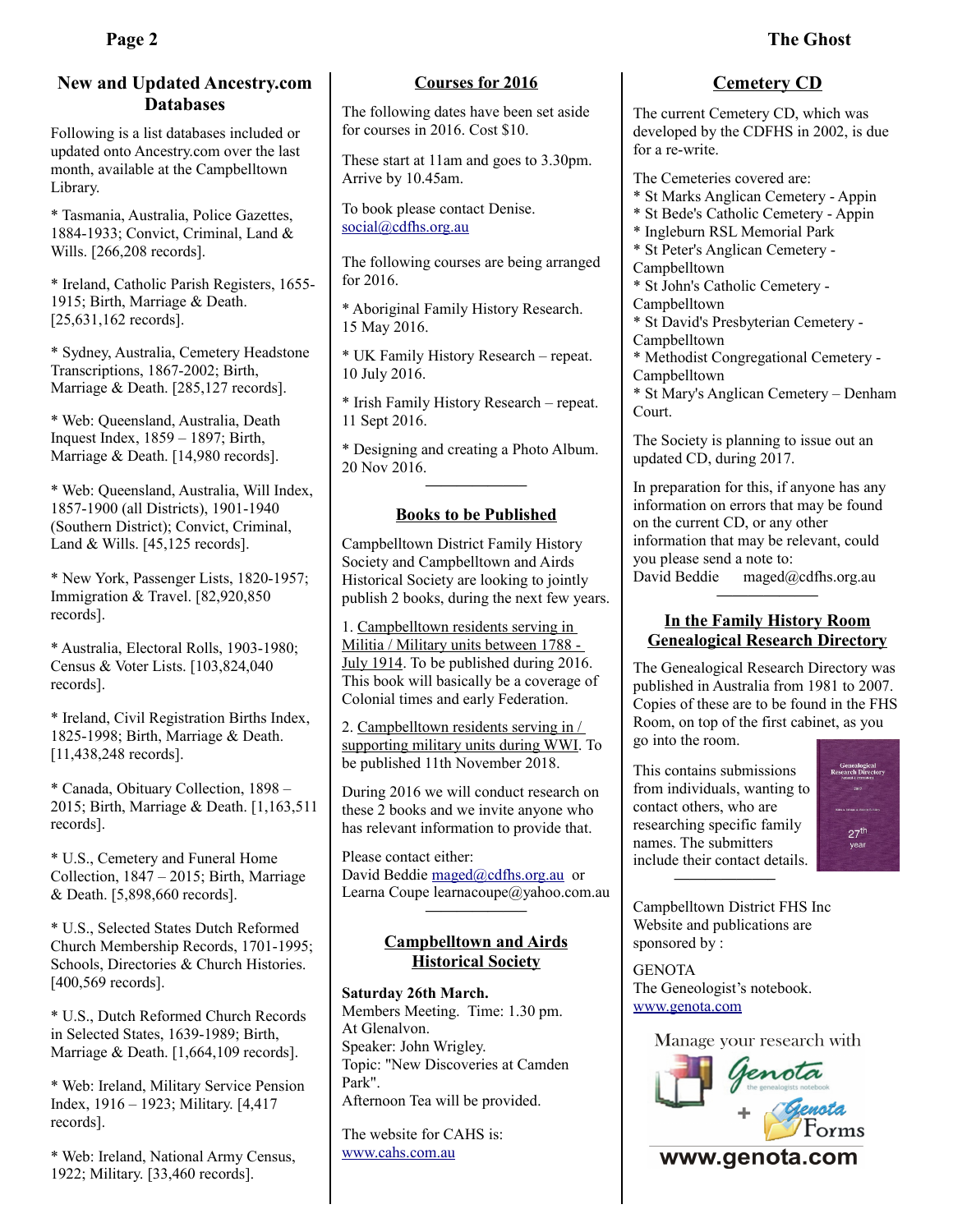## New and Updated Ancestry.com Databases

Following is a list databases included or updated onto Ancestry.com over the last month, available at the Campbelltown Library.

* Tasmania, Australia, Police Gazettes, 1884-1933; Convict, Criminal, Land & Wills. [266,208 records].

* Ireland, Catholic Parish Registers, 1655-1915; Birth, Marriage & Death. [25,631,162 records].

* Sydney, Australia, Cemetery Headstone Transcriptions, 1867-2002; Birth, Marriage & Death. [285,127 records].

* Web: Queensland, Australia, Death Inquest Index, 1859 – 1897; Birth, Marriage & Death. [14,980 records].

* Web: Queensland, Australia, Will Index, 1857-1900 (all Districts), 1901-1940 (Southern District); Convict, Criminal, Land & Wills. [45,125 records].

* New York, Passenger Lists, 1820-1957; Immigration & Travel. [82,920,850 records].

* Australia, Electoral Rolls, 1903-1980; Census & Voter Lists. [103,824,040 records].

* Ireland, Civil Registration Births Index, 1825-1998; Birth, Marriage & Death. [11,438,248 records].

* Canada, Obituary Collection, 1898 – 2015; Birth, Marriage & Death. [1,163,511 records].

* U.S., Cemetery and Funeral Home Collection, 1847 – 2015; Birth, Marriage & Death. [5,898,660 records].

* U.S., Selected States Dutch Reformed Church Membership Records, 1701-1995; Schools, Directories & Church Histories. [400,569 records].

* U.S., Dutch Reformed Church Records in Selected States, 1639-1989; Birth, Marriage & Death. [1,664,109 records].

* Web: Ireland, Military Service Pension Index, 1916 – 1923; Military. [4,417 records].

* Web: Ireland, National Army Census, 1922; Military. [33,460 records].

## Courses for 2016

The following dates have been set aside for courses in 2016. Cost $10.

These start at 11am and goes to 3.30pm. Arrive by 10.45am.

To book please contact Denise.
social@cdfhs.org.au

The following courses are being arranged for 2016.

* Aboriginal Family History Research. 15 May 2016.

* UK Family History Research – repeat. 10 July 2016.

* Irish Family History Research – repeat. 11 Sept 2016.

* Designing and creating a Photo Album. 20 Nov 2016.

## Books to be Published

Campbelltown District Family History Society and Campbelltown and Airds Historical Society are looking to jointly publish 2 books, during the next few years.

1. Campbelltown residents serving in Militia / Military units between 1788 - July 1914. To be published during 2016. This book will basically be a coverage of Colonial times and early Federation.

2. Campbelltown residents serving in / supporting military units during WWI. To be published 11th November 2018.

During 2016 we will conduct research on these 2 books and we invite anyone who has relevant information to provide that.

Please contact either:
David Beddie maged@cdfhs.org.au or
Learna Coupe learnacoupe@yahoo.com.au

## Campbelltown and Airds Historical Society

**Saturday 26th March.**
Members Meeting. Time: 1.30 pm.
At Glenalvon.
Speaker: John Wrigley.
Topic: "New Discoveries at Camden Park".
Afternoon Tea will be provided.

The website for CAHS is:
www.cahs.com.au

## Cemetery CD

The current Cemetery CD, which was developed by the CDFHS in 2002, is due for a re-write.

The Cemeteries covered are:

* St Marks Anglican Cemetery - Appin
* St Bede's Catholic Cemetery - Appin
* Ingleburn RSL Memorial Park
* St Peter's Anglican Cemetery - Campbelltown
* St John's Catholic Cemetery - Campbelltown
* St David's Presbyterian Cemetery - Campbelltown
* Methodist Congregational Cemetery - Campbelltown
* St Mary's Anglican Cemetery – Denham Court.

The Society is planning to issue out an updated CD, during 2017.

In preparation for this, if anyone has any information on errors that may be found on the current CD, or any other information that may be relevant, could you please send a note to:
David Beddie maged@cdfhs.org.au

## In the Family History Room
## Genealogical Research Directory

The Genealogical Research Directory was published in Australia from 1981 to 2007. Copies of these are to be found in the FHS Room, on top of the first cabinet, as you go into the room.

This contains submissions from individuals, wanting to contact others, who are researching specific family names. The submitters include their contact details.

Campbelltown District FHS Inc Website and publications are sponsored by :

GENOTA
The Geneologist's notebook.
www.genota.com

Manage your research with Genota the genealogists notebook + Genota Forms
www.genota.com